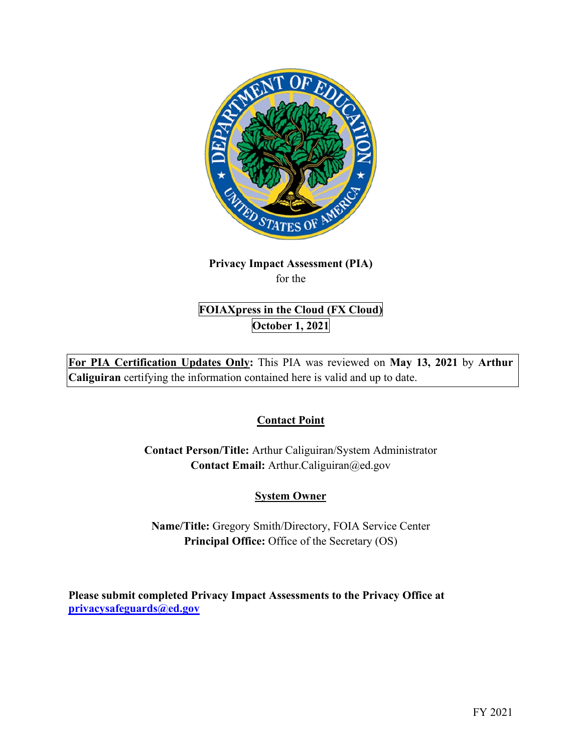**Privacy Impact Assessment (PIA)**
for the

**FOIAXpress in the Cloud (FX Cloud)**
**October 1, 2021**

**For PIA Certification Updates Only:** This PIA was reviewed on **May 13, 2021** by **Arthur Caliguiran** certifying the information contained here is valid and up to date.

## Contact Point

**Contact Person/Title:** Arthur Caliguiran/System Administrator
**Contact Email:** Arthur.Caliguiran@ed.gov

## System Owner

**Name/Title:** Gregory Smith/Directory, FOIA Service Center
**Principal Office:** Office of the Secretary (OS)

**Please submit completed Privacy Impact Assessments to the Privacy Office at privacysafeguards@ed.gov**

FY 2021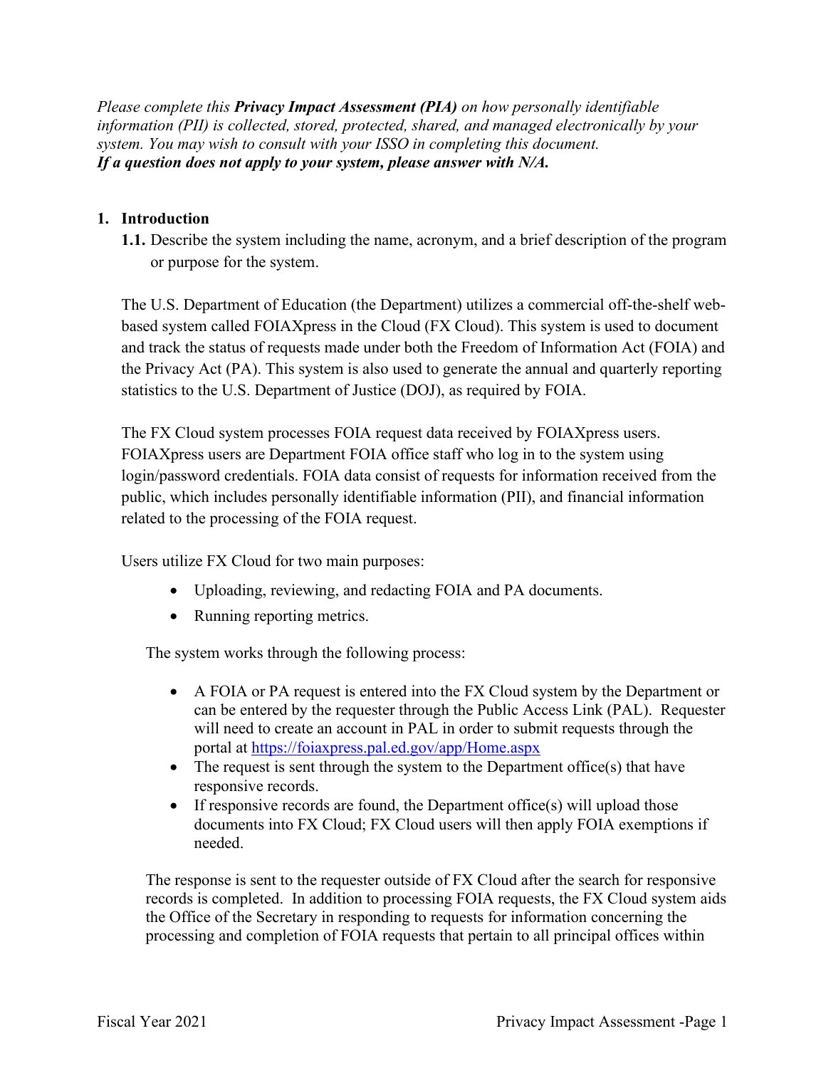*Please complete this **Privacy Impact Assessment (PIA)** on how personally identifiable information (PII) is collected, stored, protected, shared, and managed electronically by your system. You may wish to consult with your ISSO in completing this document.*
***If a question does not apply to your system, please answer with N/A.***

1. **Introduction**

   **1.1.** Describe the system including the name, acronym, and a brief description of the program or purpose for the system.

The U.S. Department of Education (the Department) utilizes a commercial off-the-shelf web-based system called FOIAXpress in the Cloud (FX Cloud). This system is used to document and track the status of requests made under both the Freedom of Information Act (FOIA) and the Privacy Act (PA). This system is also used to generate the annual and quarterly reporting statistics to the U.S. Department of Justice (DOJ), as required by FOIA.

The FX Cloud system processes FOIA request data received by FOIAXpress users. FOIAXpress users are Department FOIA office staff who log in to the system using login/password credentials. FOIA data consist of requests for information received from the public, which includes personally identifiable information (PII), and financial information related to the processing of the FOIA request.

Users utilize FX Cloud for two main purposes:

- Uploading, reviewing, and redacting FOIA and PA documents.
- Running reporting metrics.

The system works through the following process:

- A FOIA or PA request is entered into the FX Cloud system by the Department or can be entered by the requester through the Public Access Link (PAL). Requester will need to create an account in PAL in order to submit requests through the portal at https://foiaxpress.pal.ed.gov/app/Home.aspx
- The request is sent through the system to the Department office(s) that have responsive records.
- If responsive records are found, the Department office(s) will upload those documents into FX Cloud; FX Cloud users will then apply FOIA exemptions if needed.

The response is sent to the requester outside of FX Cloud after the search for responsive records is completed. In addition to processing FOIA requests, the FX Cloud system aids the Office of the Secretary in responding to requests for information concerning the processing and completion of FOIA requests that pertain to all principal offices within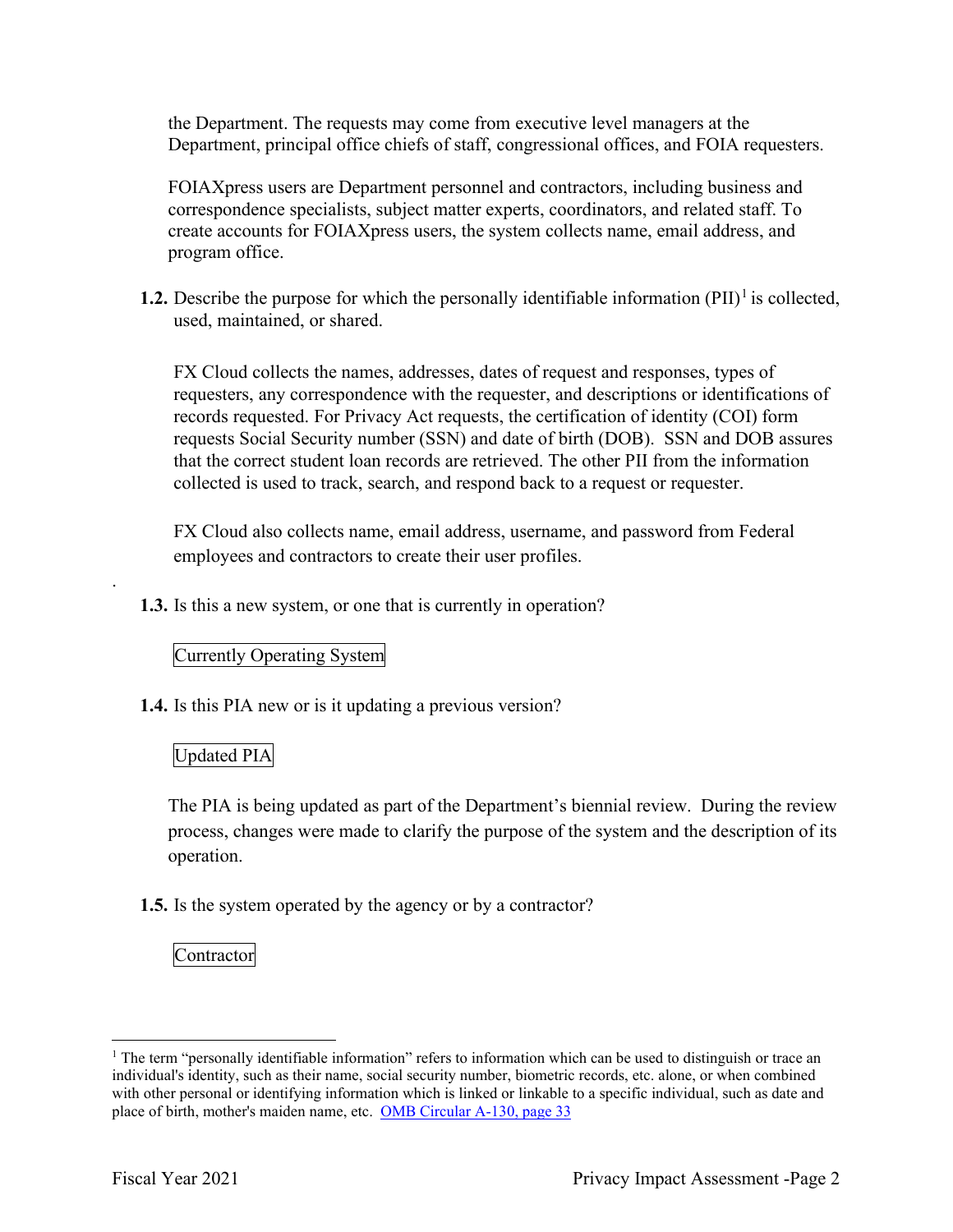the Department. The requests may come from executive level managers at the Department, principal office chiefs of staff, congressional offices, and FOIA requesters.

FOIAXpress users are Department personnel and contractors, including business and correspondence specialists, subject matter experts, coordinators, and related staff. To create accounts for FOIAXpress users, the system collects name, email address, and program office.

**1.2.** Describe the purpose for which the personally identifiable information (PII)[1] is collected, used, maintained, or shared.

FX Cloud collects the names, addresses, dates of request and responses, types of requesters, any correspondence with the requester, and descriptions or identifications of records requested. For Privacy Act requests, the certification of identity (COI) form requests Social Security number (SSN) and date of birth (DOB). SSN and DOB assures that the correct student loan records are retrieved. The other PII from the information collected is used to track, search, and respond back to a request or requester.

FX Cloud also collects name, email address, username, and password from Federal employees and contractors to create their user profiles.

**1.3.** Is this a new system, or one that is currently in operation?

Currently Operating System

**1.4.** Is this PIA new or is it updating a previous version?

Updated PIA

The PIA is being updated as part of the Department's biennial review. During the review process, changes were made to clarify the purpose of the system and the description of its operation.

**1.5.** Is the system operated by the agency or by a contractor?

Contractor

---

[1] The term "personally identifiable information" refers to information which can be used to distinguish or trace an individual's identity, such as their name, social security number, biometric records, etc. alone, or when combined with other personal or identifying information which is linked or linkable to a specific individual, such as date and place of birth, mother's maiden name, etc. OMB Circular A-130, page 33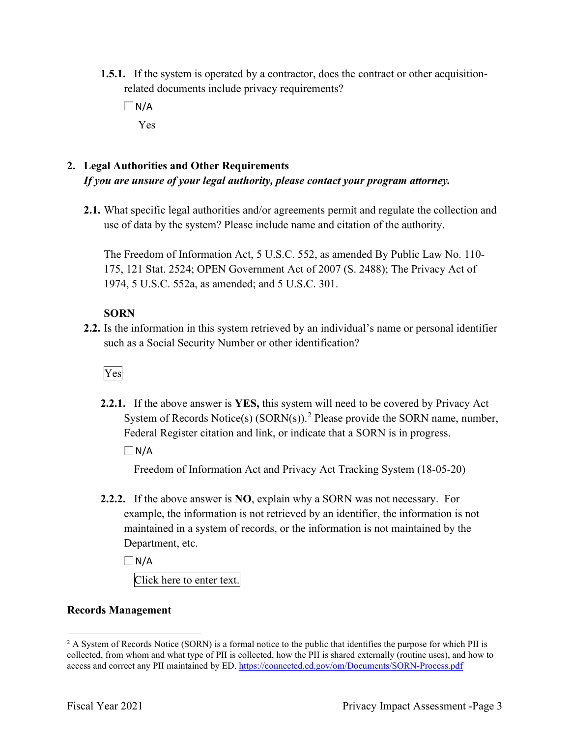**1.5.1.** If the system is operated by a contractor, does the contract or other acquisition-related documents include privacy requirements?

☐ N/A

Yes

## 2. Legal Authorities and Other Requirements

***If you are unsure of your legal authority, please contact your program attorney.***

**2.1.** What specific legal authorities and/or agreements permit and regulate the collection and use of data by the system? Please include name and citation of the authority.

The Freedom of Information Act, 5 U.S.C. 552, as amended By Public Law No. 110-175, 121 Stat. 2524; OPEN Government Act of 2007 (S. 2488); The Privacy Act of 1974, 5 U.S.C. 552a, as amended; and 5 U.S.C. 301.

**SORN**

**2.2.** Is the information in this system retrieved by an individual's name or personal identifier such as a Social Security Number or other identification?

Yes

**2.2.1.** If the above answer is **YES,** this system will need to be covered by Privacy Act System of Records Notice(s) (SORN(s)).[2] Please provide the SORN name, number, Federal Register citation and link, or indicate that a SORN is in progress.

☐ N/A

Freedom of Information Act and Privacy Act Tracking System (18-05-20)

**2.2.2.** If the above answer is **NO**, explain why a SORN was not necessary. For example, the information is not retrieved by an identifier, the information is not maintained in a system of records, or the information is not maintained by the Department, etc.

☐ N/A

Click here to enter text.

**Records Management**

---

[2] A System of Records Notice (SORN) is a formal notice to the public that identifies the purpose for which PII is collected, from whom and what type of PII is collected, how the PII is shared externally (routine uses), and how to access and correct any PII maintained by ED. https://connected.ed.gov/om/Documents/SORN-Process.pdf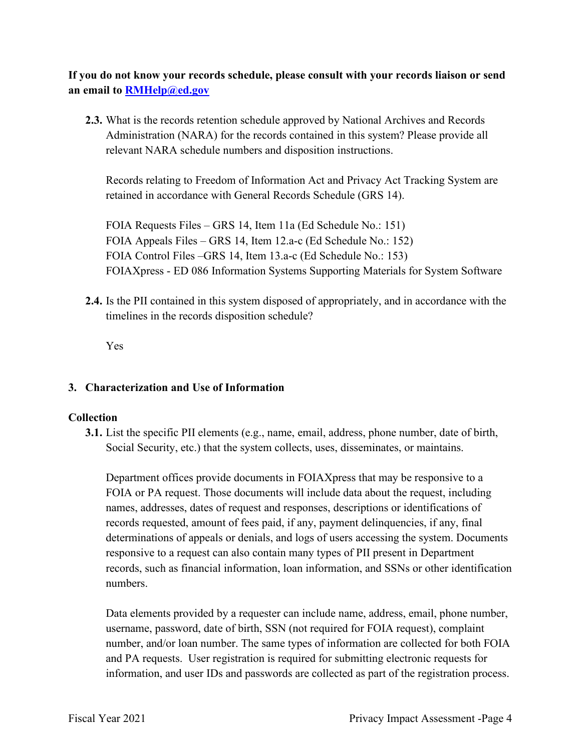**If you do not know your records schedule, please consult with your records liaison or send an email to [RMHelp@ed.gov](mailto:RMHelp@ed.gov)**

**2.3.** What is the records retention schedule approved by National Archives and Records Administration (NARA) for the records contained in this system? Please provide all relevant NARA schedule numbers and disposition instructions.

Records relating to Freedom of Information Act and Privacy Act Tracking System are retained in accordance with General Records Schedule (GRS 14).

FOIA Requests Files – GRS 14, Item 11a (Ed Schedule No.: 151)
FOIA Appeals Files – GRS 14, Item 12.a-c (Ed Schedule No.: 152)
FOIA Control Files –GRS 14, Item 13.a-c (Ed Schedule No.: 153)
FOIAXpress - ED 086 Information Systems Supporting Materials for System Software

**2.4.** Is the PII contained in this system disposed of appropriately, and in accordance with the timelines in the records disposition schedule?

Yes

## 3. Characterization and Use of Information

### Collection

**3.1.** List the specific PII elements (e.g., name, email, address, phone number, date of birth, Social Security, etc.) that the system collects, uses, disseminates, or maintains.

Department offices provide documents in FOIAXpress that may be responsive to a FOIA or PA request. Those documents will include data about the request, including names, addresses, dates of request and responses, descriptions or identifications of records requested, amount of fees paid, if any, payment delinquencies, if any, final determinations of appeals or denials, and logs of users accessing the system. Documents responsive to a request can also contain many types of PII present in Department records, such as financial information, loan information, and SSNs or other identification numbers.

Data elements provided by a requester can include name, address, email, phone number, username, password, date of birth, SSN (not required for FOIA request), complaint number, and/or loan number. The same types of information are collected for both FOIA and PA requests. User registration is required for submitting electronic requests for information, and user IDs and passwords are collected as part of the registration process.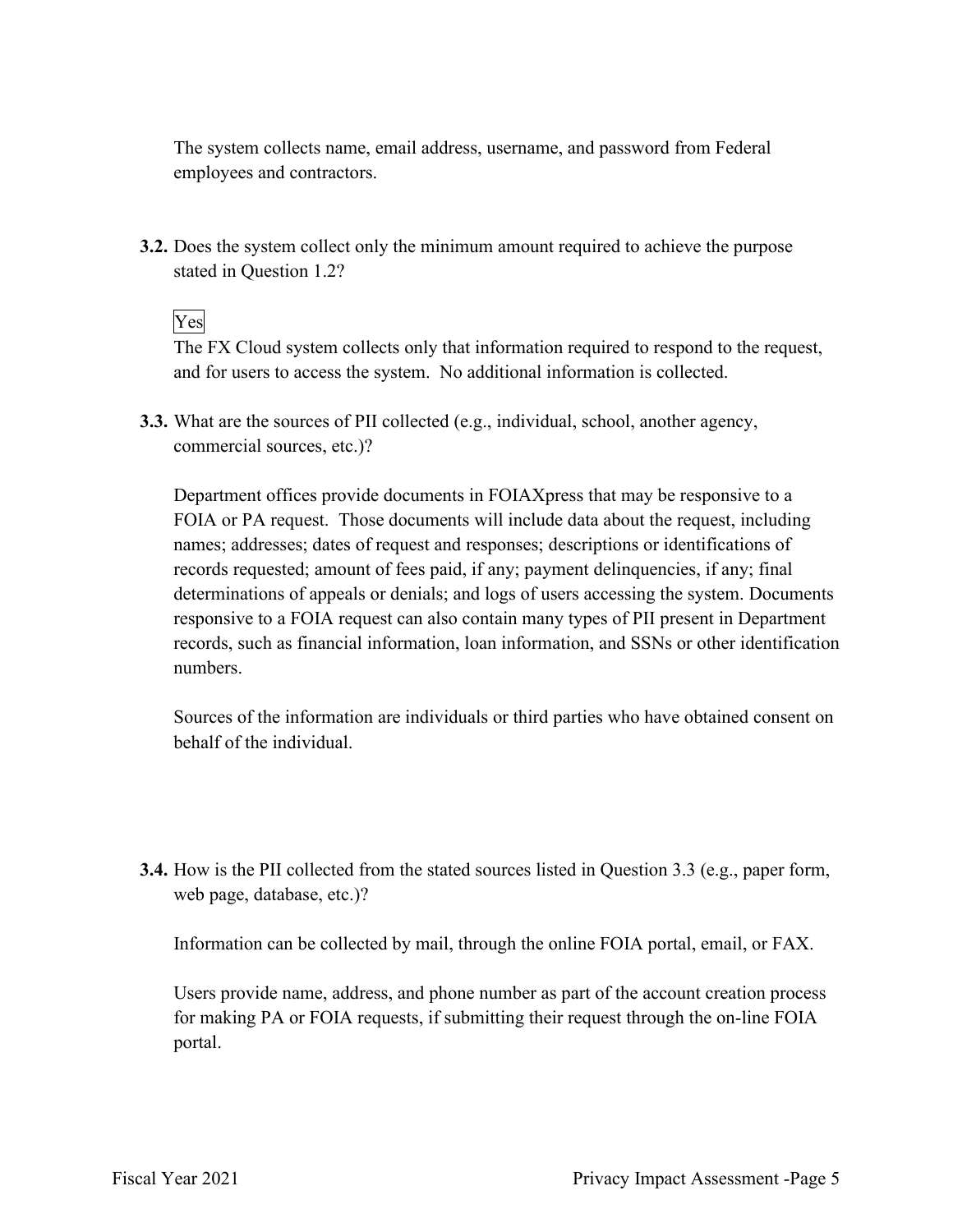The system collects name, email address, username, and password from Federal employees and contractors.

**3.2.** Does the system collect only the minimum amount required to achieve the purpose stated in Question 1.2?

Yes

The FX Cloud system collects only that information required to respond to the request, and for users to access the system. No additional information is collected.

**3.3.** What are the sources of PII collected (e.g., individual, school, another agency, commercial sources, etc.)?

Department offices provide documents in FOIAXpress that may be responsive to a FOIA or PA request. Those documents will include data about the request, including names; addresses; dates of request and responses; descriptions or identifications of records requested; amount of fees paid, if any; payment delinquencies, if any; final determinations of appeals or denials; and logs of users accessing the system. Documents responsive to a FOIA request can also contain many types of PII present in Department records, such as financial information, loan information, and SSNs or other identification numbers.

Sources of the information are individuals or third parties who have obtained consent on behalf of the individual.

**3.4.** How is the PII collected from the stated sources listed in Question 3.3 (e.g., paper form, web page, database, etc.)?

Information can be collected by mail, through the online FOIA portal, email, or FAX.

Users provide name, address, and phone number as part of the account creation process for making PA or FOIA requests, if submitting their request through the on-line FOIA portal.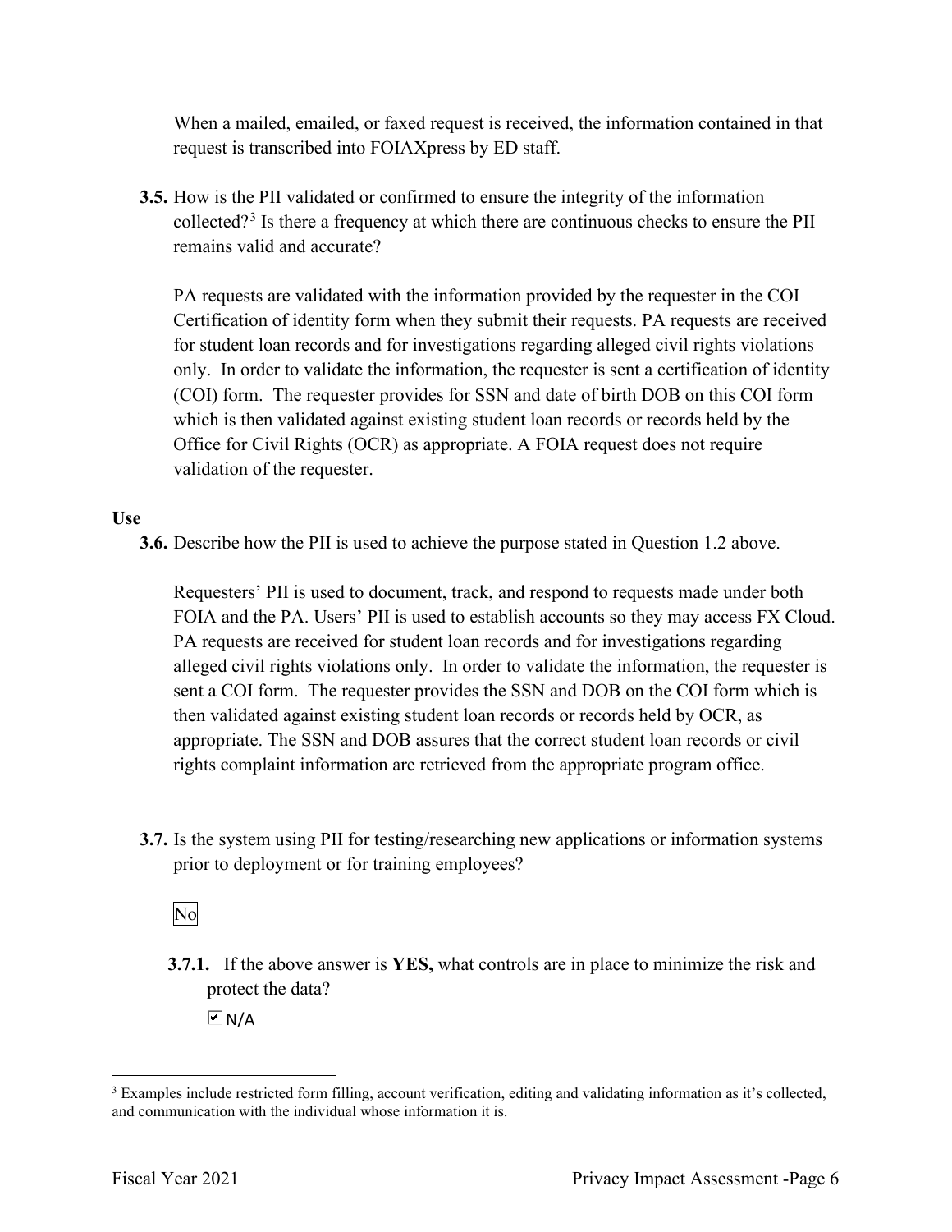When a mailed, emailed, or faxed request is received, the information contained in that request is transcribed into FOIAXpress by ED staff.

**3.5.** How is the PII validated or confirmed to ensure the integrity of the information collected?[3] Is there a frequency at which there are continuous checks to ensure the PII remains valid and accurate?

PA requests are validated with the information provided by the requester in the COI Certification of identity form when they submit their requests. PA requests are received for student loan records and for investigations regarding alleged civil rights violations only. In order to validate the information, the requester is sent a certification of identity (COI) form. The requester provides for SSN and date of birth DOB on this COI form which is then validated against existing student loan records or records held by the Office for Civil Rights (OCR) as appropriate. A FOIA request does not require validation of the requester.

**Use**

**3.6.** Describe how the PII is used to achieve the purpose stated in Question 1.2 above.

Requesters' PII is used to document, track, and respond to requests made under both FOIA and the PA. Users' PII is used to establish accounts so they may access FX Cloud. PA requests are received for student loan records and for investigations regarding alleged civil rights violations only. In order to validate the information, the requester is sent a COI form. The requester provides the SSN and DOB on the COI form which is then validated against existing student loan records or records held by OCR, as appropriate. The SSN and DOB assures that the correct student loan records or civil rights complaint information are retrieved from the appropriate program office.

**3.7.** Is the system using PII for testing/researching new applications or information systems prior to deployment or for training employees?

No

**3.7.1.** If the above answer is **YES,** what controls are in place to minimize the risk and protect the data?

☑ N/A

---

[3] Examples include restricted form filling, account verification, editing and validating information as it's collected, and communication with the individual whose information it is.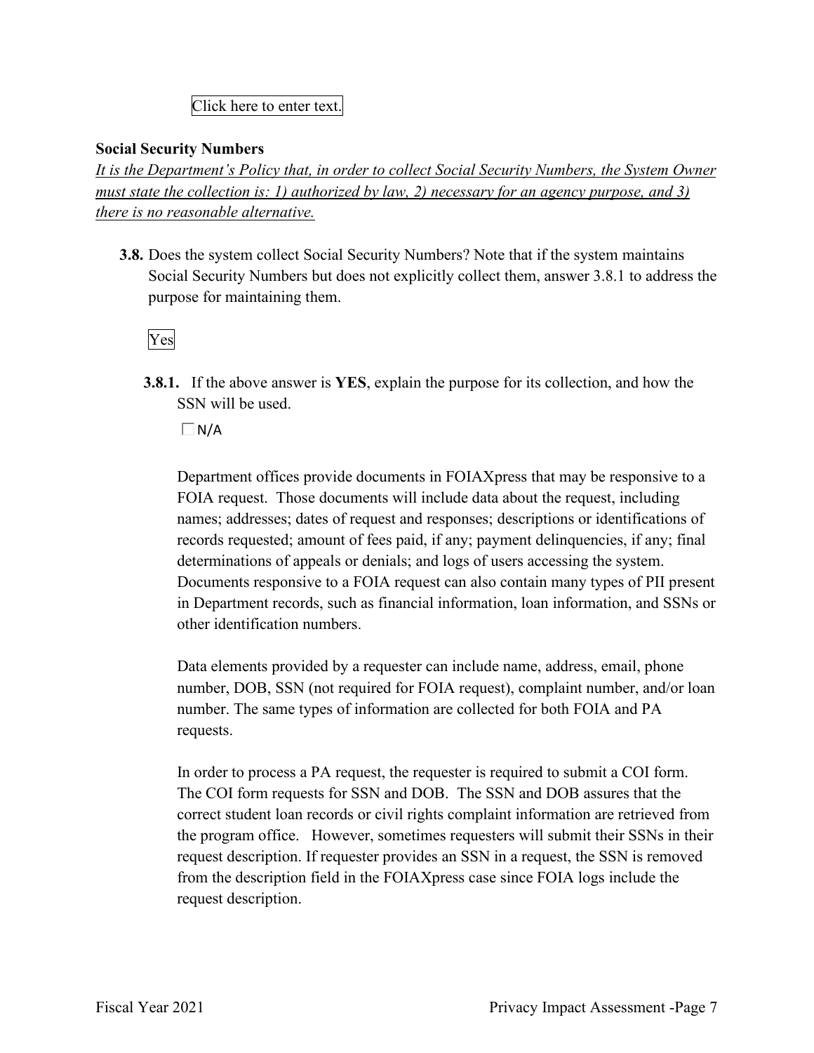Click here to enter text.

**Social Security Numbers**

*It is the Department's Policy that, in order to collect Social Security Numbers, the System Owner must state the collection is: 1) authorized by law, 2) necessary for an agency purpose, and 3) there is no reasonable alternative.*

**3.8.** Does the system collect Social Security Numbers? Note that if the system maintains Social Security Numbers but does not explicitly collect them, answer 3.8.1 to address the purpose for maintaining them.

Yes

**3.8.1.** If the above answer is **YES**, explain the purpose for its collection, and how the SSN will be used.

☐ N/A

Department offices provide documents in FOIAXpress that may be responsive to a FOIA request. Those documents will include data about the request, including names; addresses; dates of request and responses; descriptions or identifications of records requested; amount of fees paid, if any; payment delinquencies, if any; final determinations of appeals or denials; and logs of users accessing the system. Documents responsive to a FOIA request can also contain many types of PII present in Department records, such as financial information, loan information, and SSNs or other identification numbers.

Data elements provided by a requester can include name, address, email, phone number, DOB, SSN (not required for FOIA request), complaint number, and/or loan number. The same types of information are collected for both FOIA and PA requests.

In order to process a PA request, the requester is required to submit a COI form. The COI form requests for SSN and DOB. The SSN and DOB assures that the correct student loan records or civil rights complaint information are retrieved from the program office. However, sometimes requesters will submit their SSNs in their request description. If requester provides an SSN in a request, the SSN is removed from the description field in the FOIAXpress case since FOIA logs include the request description.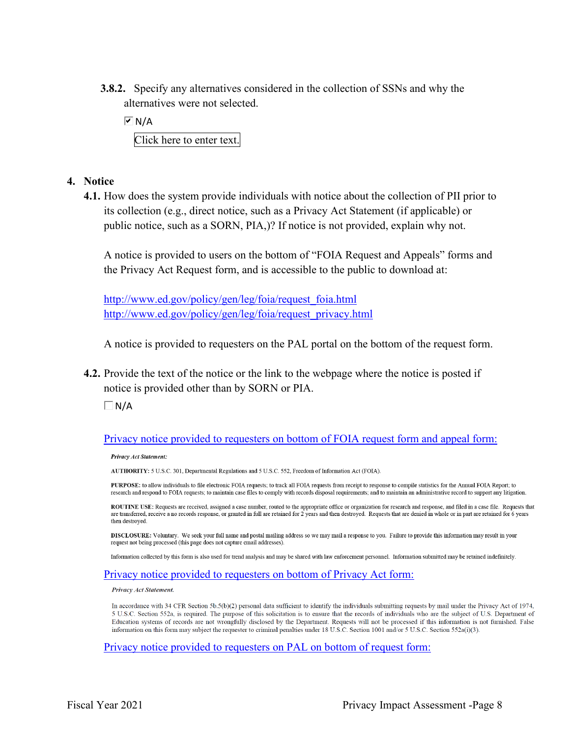**3.8.2.** Specify any alternatives considered in the collection of SSNs and why the alternatives were not selected.

☑ N/A

Click here to enter text.

## 4. Notice

**4.1.** How does the system provide individuals with notice about the collection of PII prior to its collection (e.g., direct notice, such as a Privacy Act Statement (if applicable) or public notice, such as a SORN, PIA,)? If notice is not provided, explain why not.

A notice is provided to users on the bottom of "FOIA Request and Appeals" forms and the Privacy Act Request form, and is accessible to the public to download at:

http://www.ed.gov/policy/gen/leg/foia/request_foia.html
http://www.ed.gov/policy/gen/leg/foia/request_privacy.html

A notice is provided to requesters on the PAL portal on the bottom of the request form.

**4.2.** Provide the text of the notice or the link to the webpage where the notice is posted if notice is provided other than by SORN or PIA.

☐ N/A

Privacy notice provided to requesters on bottom of FOIA request form and appeal form:

***Privacy Act Statement:***

**AUTHORITY:** 5 U.S.C. 301, Departmental Regulations and 5 U.S.C. 552, Freedom of Information Act (FOIA).

**PURPOSE:** to allow individuals to file electronic FOIA requests; to track all FOIA requests from receipt to response to compile statistics for the Annual FOIA Report; to research and respond to FOIA requests; to maintain case files to comply with records disposal requirements; and to maintain an administrative record to support any litigation.

**ROUTINE USE:** Requests are received, assigned a case number, routed to the appropriate office or organization for research and response, and filed in a case file. Requests that are transferred, receive a no records response, or granted in full are retained for 2 years and then destroyed. Requests that are denied in whole or in part are retained for 6 years then destroyed.

**DISCLOSURE:** Voluntary. We seek your full name and postal mailing address so we may mail a response to you. Failure to provide this information may result in your request not being processed (this page does not capture email addresses).

Information collected by this form is also used for trend analysis and may be shared with law enforcement personnel. Information submitted may be retained indefinitely.

Privacy notice provided to requesters on bottom of Privacy Act form:

*Privacy Act Statement.*

In accordance with 34 CFR Section 5b.5(b)(2) personal data sufficient to identify the individuals submitting requests by mail under the Privacy Act of 1974, 5 U.S.C. Section 552a, is required. The purpose of this solicitation is to ensure that the records of individuals who are the subject of U.S. Department of Education systems of records are not wrongfully disclosed by the Department. Requests will not be processed if this information is not furnished. False information on this form may subject the requester to criminal penalties under 18 U.S.C. Section 1001 and/or 5 U.S.C. Section 552a(i)(3).

Privacy notice provided to requesters on PAL on bottom of request form: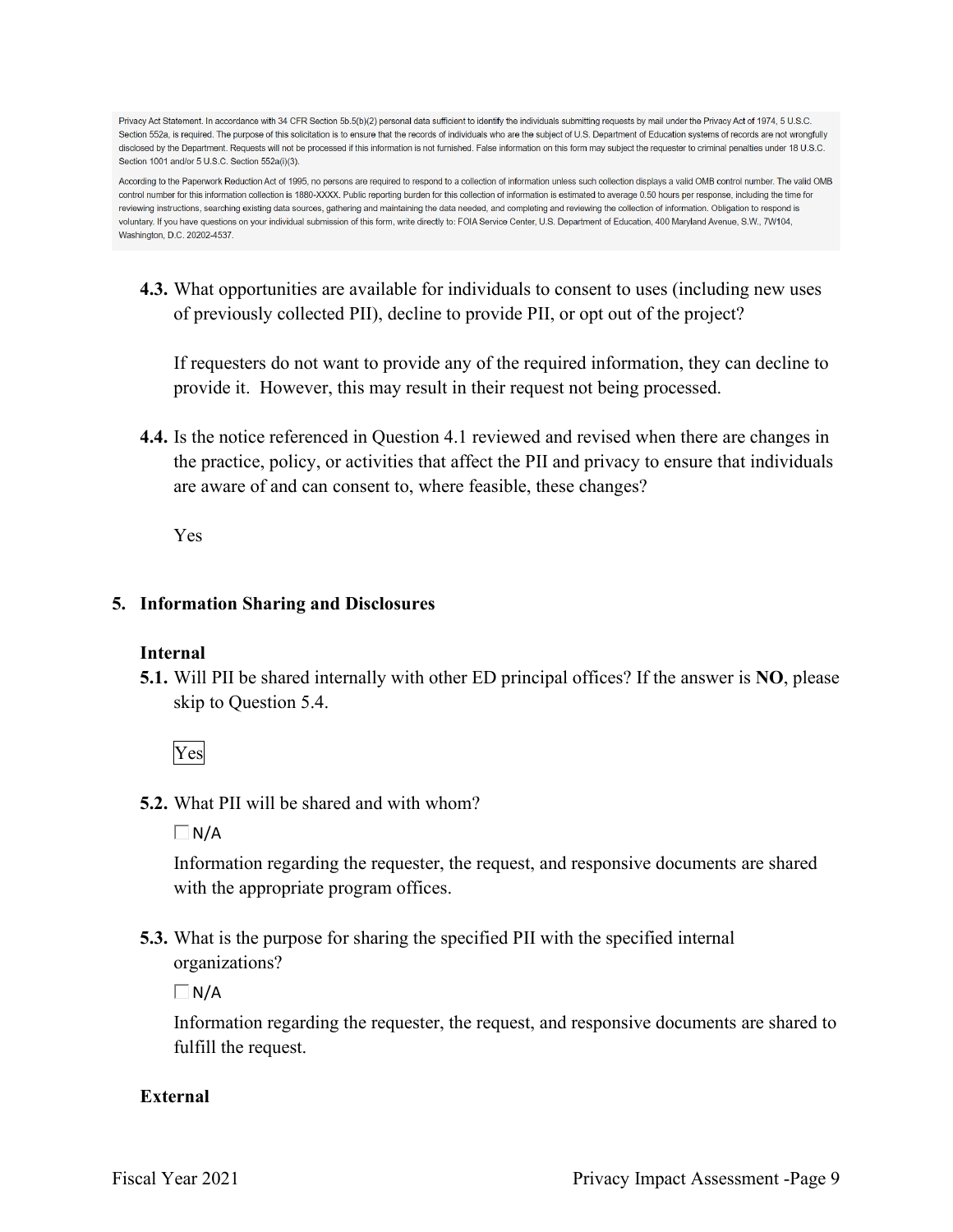Privacy Act Statement. In accordance with 34 CFR Section 5b.5(b)(2) personal data sufficient to identify the individuals submitting requests by mail under the Privacy Act of 1974, 5 U.S.C. Section 552a, is required. The purpose of this solicitation is to ensure that the records of individuals who are the subject of U.S. Department of Education systems of records are not wrongfully disclosed by the Department. Requests will not be processed if this information is not furnished. False information on this form may subject the requester to criminal penalties under 18 U.S.C. Section 1001 and/or 5 U.S.C. Section 552a(i)(3).

According to the Paperwork Reduction Act of 1995, no persons are required to respond to a collection of information unless such collection displays a valid OMB control number. The valid OMB control number for this information collection is 1880-XXXX. Public reporting burden for this collection of information is estimated to average 0.50 hours per response, including the time for reviewing instructions, searching existing data sources, gathering and maintaining the data needed, and completing and reviewing the collection of information. Obligation to respond is voluntary. If you have questions on your individual submission of this form, write directly to: FOIA Service Center, U.S. Department of Education, 400 Maryland Avenue, S.W., 7W104, Washington, D.C. 20202-4537.

**4.3.** What opportunities are available for individuals to consent to uses (including new uses of previously collected PII), decline to provide PII, or opt out of the project?

If requesters do not want to provide any of the required information, they can decline to provide it. However, this may result in their request not being processed.

**4.4.** Is the notice referenced in Question 4.1 reviewed and revised when there are changes in the practice, policy, or activities that affect the PII and privacy to ensure that individuals are aware of and can consent to, where feasible, these changes?

Yes

## 5. Information Sharing and Disclosures

### Internal

**5.1.** Will PII be shared internally with other ED principal offices? If the answer is **NO**, please skip to Question 5.4.

Yes

**5.2.** What PII will be shared and with whom?

☐ N/A

Information regarding the requester, the request, and responsive documents are shared with the appropriate program offices.

**5.3.** What is the purpose for sharing the specified PII with the specified internal organizations?

☐ N/A

Information regarding the requester, the request, and responsive documents are shared to fulfill the request.

### External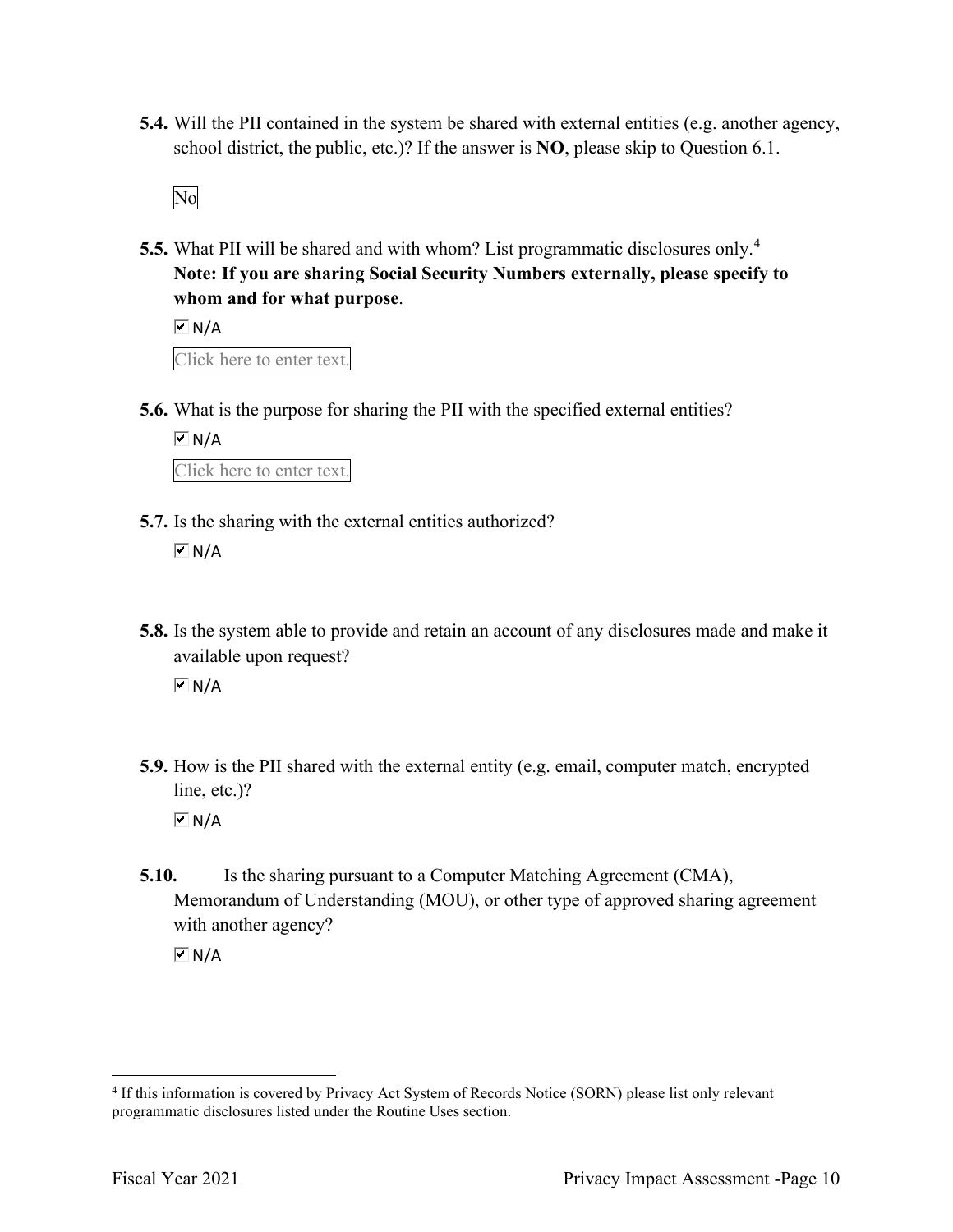**5.4.** Will the PII contained in the system be shared with external entities (e.g. another agency, school district, the public, etc.)? If the answer is **NO**, please skip to Question 6.1.

No

**5.5.** What PII will be shared and with whom? List programmatic disclosures only.[4] **Note: If you are sharing Social Security Numbers externally, please specify to whom and for what purpose**.

☑ N/A

Click here to enter text.

**5.6.** What is the purpose for sharing the PII with the specified external entities?

☑ N/A

Click here to enter text.

**5.7.** Is the sharing with the external entities authorized?

☑ N/A

**5.8.** Is the system able to provide and retain an account of any disclosures made and make it available upon request?

☑ N/A

**5.9.** How is the PII shared with the external entity (e.g. email, computer match, encrypted line, etc.)?

☑ N/A

**5.10.** Is the sharing pursuant to a Computer Matching Agreement (CMA), Memorandum of Understanding (MOU), or other type of approved sharing agreement with another agency?

☑ N/A

---

[4] If this information is covered by Privacy Act System of Records Notice (SORN) please list only relevant programmatic disclosures listed under the Routine Uses section.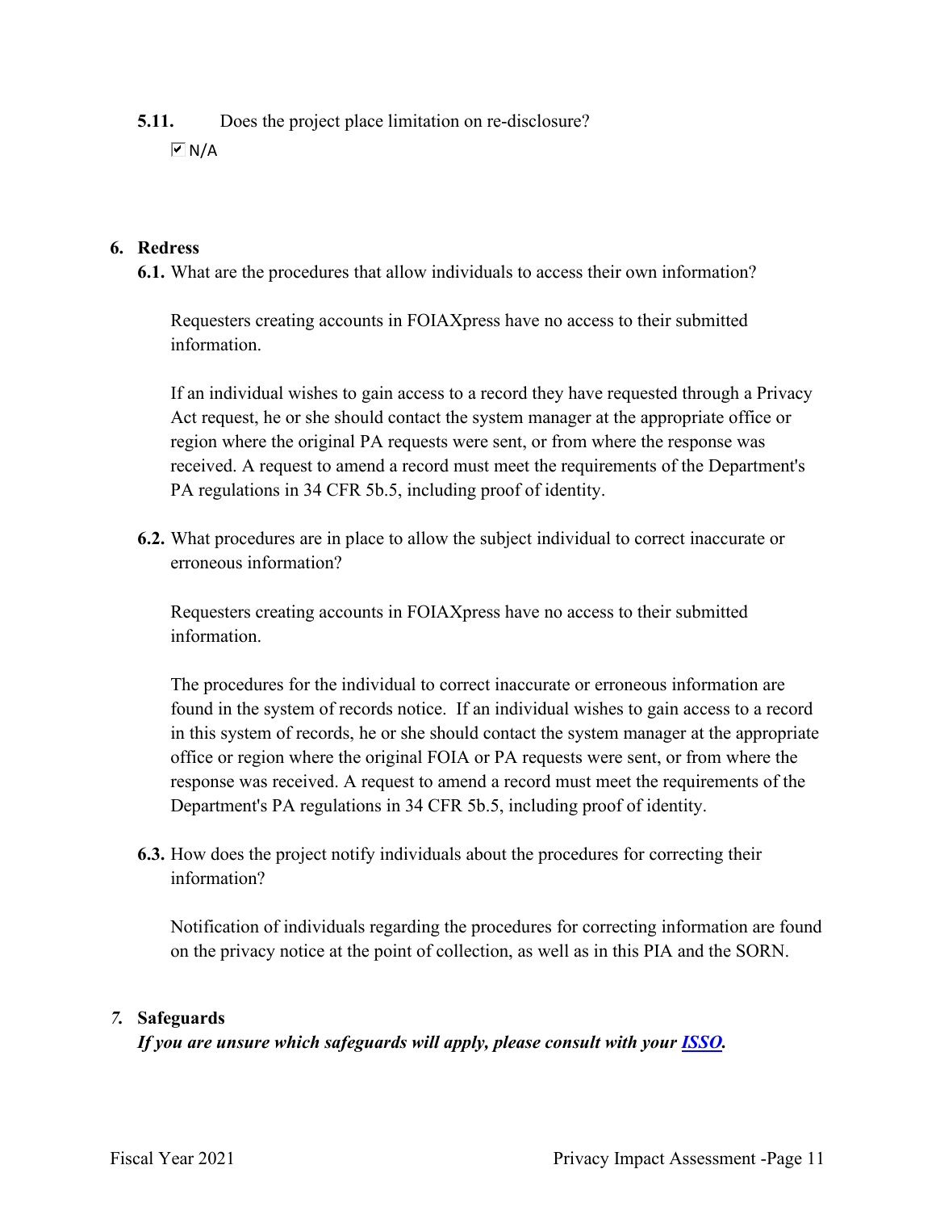**5.11.** Does the project place limitation on re-disclosure?

☑ N/A

## 6. Redress

**6.1.** What are the procedures that allow individuals to access their own information?

Requesters creating accounts in FOIAXpress have no access to their submitted information.

If an individual wishes to gain access to a record they have requested through a Privacy Act request, he or she should contact the system manager at the appropriate office or region where the original PA requests were sent, or from where the response was received. A request to amend a record must meet the requirements of the Department's PA regulations in 34 CFR 5b.5, including proof of identity.

**6.2.** What procedures are in place to allow the subject individual to correct inaccurate or erroneous information?

Requesters creating accounts in FOIAXpress have no access to their submitted information.

The procedures for the individual to correct inaccurate or erroneous information are found in the system of records notice. If an individual wishes to gain access to a record in this system of records, he or she should contact the system manager at the appropriate office or region where the original FOIA or PA requests were sent, or from where the response was received. A request to amend a record must meet the requirements of the Department's PA regulations in 34 CFR 5b.5, including proof of identity.

**6.3.** How does the project notify individuals about the procedures for correcting their information?

Notification of individuals regarding the procedures for correcting information are found on the privacy notice at the point of collection, as well as in this PIA and the SORN.

## *7.* Safeguards

***If you are unsure which safeguards will apply, please consult with your ISSO.***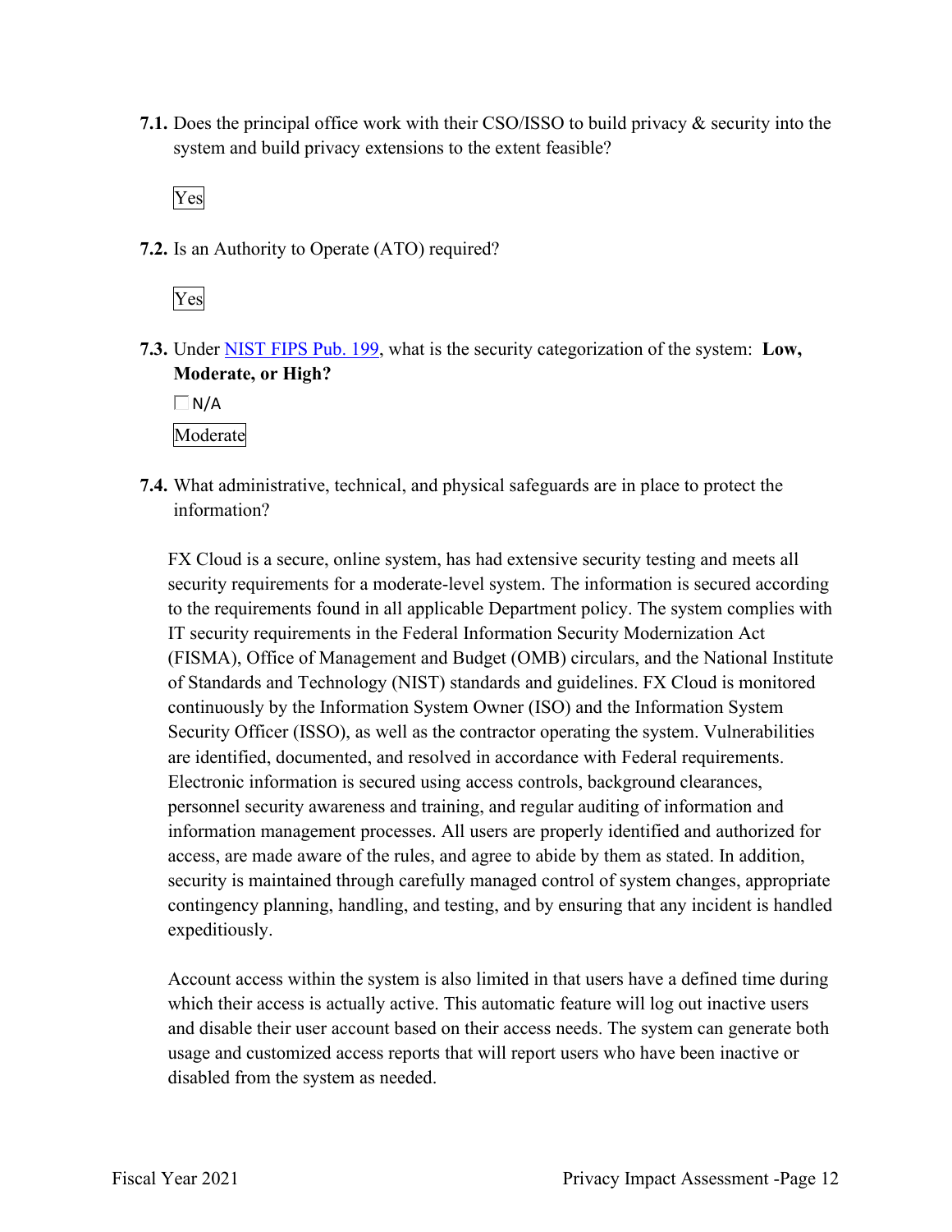**7.1.** Does the principal office work with their CSO/ISSO to build privacy & security into the system and build privacy extensions to the extent feasible?

Yes

**7.2.** Is an Authority to Operate (ATO) required?

Yes

**7.3.** Under [NIST FIPS Pub. 199](https://nvlpubs.nist.gov/nistpubs/FIPS/NIST.FIPS.199.pdf), what is the security categorization of the system: **Low, Moderate, or High?**

☐ N/A

Moderate

**7.4.** What administrative, technical, and physical safeguards are in place to protect the information?

FX Cloud is a secure, online system, has had extensive security testing and meets all security requirements for a moderate-level system. The information is secured according to the requirements found in all applicable Department policy. The system complies with IT security requirements in the Federal Information Security Modernization Act (FISMA), Office of Management and Budget (OMB) circulars, and the National Institute of Standards and Technology (NIST) standards and guidelines. FX Cloud is monitored continuously by the Information System Owner (ISO) and the Information System Security Officer (ISSO), as well as the contractor operating the system. Vulnerabilities are identified, documented, and resolved in accordance with Federal requirements. Electronic information is secured using access controls, background clearances, personnel security awareness and training, and regular auditing of information and information management processes. All users are properly identified and authorized for access, are made aware of the rules, and agree to abide by them as stated. In addition, security is maintained through carefully managed control of system changes, appropriate contingency planning, handling, and testing, and by ensuring that any incident is handled expeditiously.

Account access within the system is also limited in that users have a defined time during which their access is actually active. This automatic feature will log out inactive users and disable their user account based on their access needs. The system can generate both usage and customized access reports that will report users who have been inactive or disabled from the system as needed.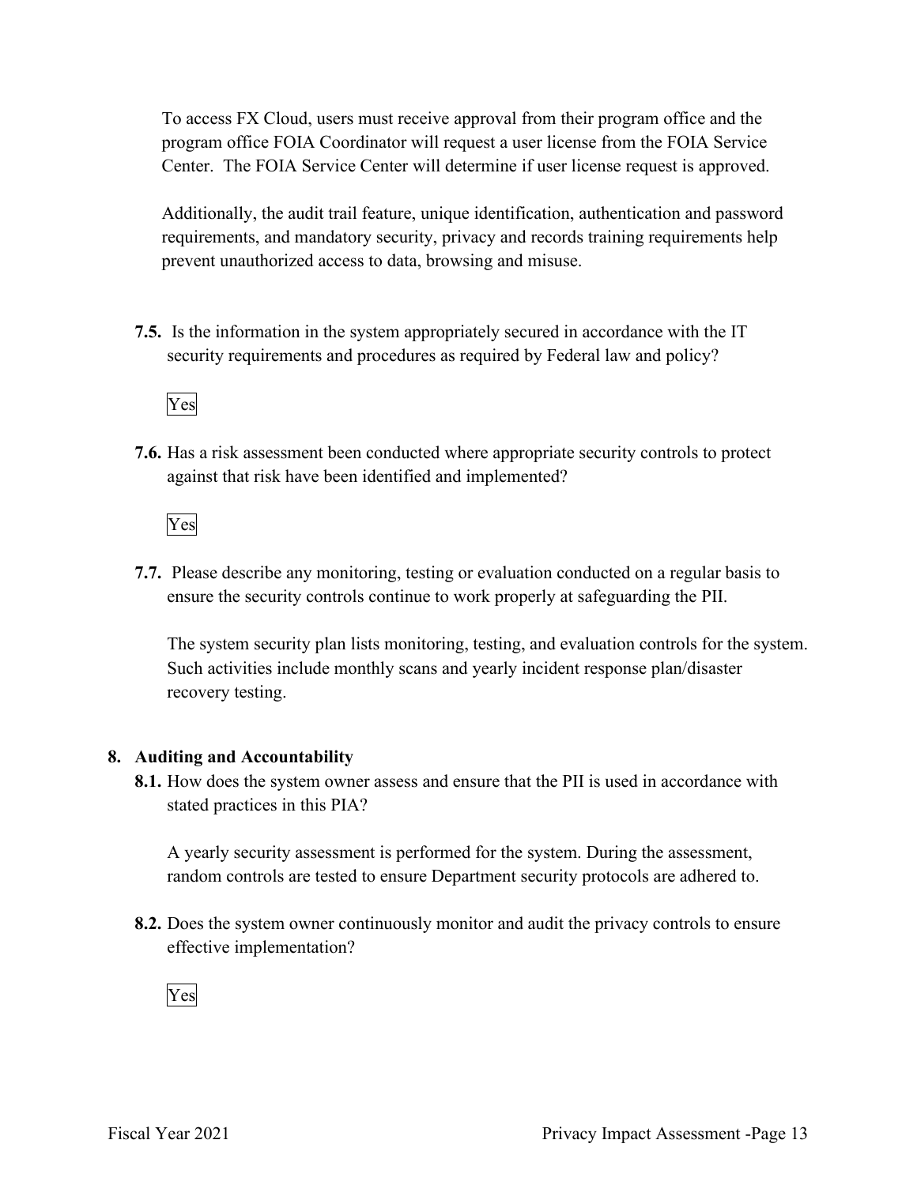To access FX Cloud, users must receive approval from their program office and the program office FOIA Coordinator will request a user license from the FOIA Service Center. The FOIA Service Center will determine if user license request is approved.

Additionally, the audit trail feature, unique identification, authentication and password requirements, and mandatory security, privacy and records training requirements help prevent unauthorized access to data, browsing and misuse.

**7.5.** Is the information in the system appropriately secured in accordance with the IT security requirements and procedures as required by Federal law and policy?

Yes

**7.6.** Has a risk assessment been conducted where appropriate security controls to protect against that risk have been identified and implemented?

Yes

**7.7.** Please describe any monitoring, testing or evaluation conducted on a regular basis to ensure the security controls continue to work properly at safeguarding the PII.

The system security plan lists monitoring, testing, and evaluation controls for the system. Such activities include monthly scans and yearly incident response plan/disaster recovery testing.

## 8. Auditing and Accountability

**8.1.** How does the system owner assess and ensure that the PII is used in accordance with stated practices in this PIA?

A yearly security assessment is performed for the system. During the assessment, random controls are tested to ensure Department security protocols are adhered to.

**8.2.** Does the system owner continuously monitor and audit the privacy controls to ensure effective implementation?

Yes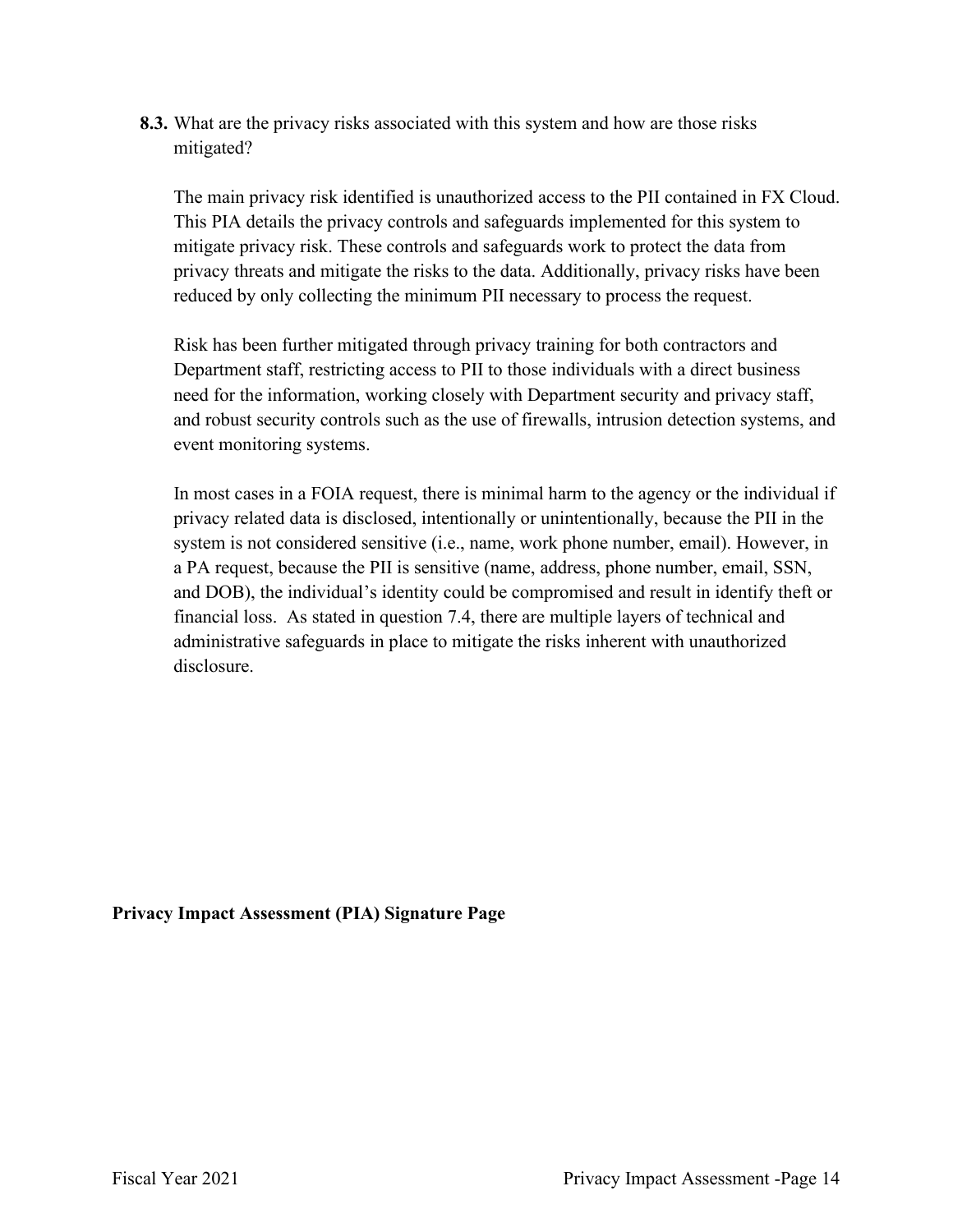**8.3.** What are the privacy risks associated with this system and how are those risks mitigated?

The main privacy risk identified is unauthorized access to the PII contained in FX Cloud. This PIA details the privacy controls and safeguards implemented for this system to mitigate privacy risk. These controls and safeguards work to protect the data from privacy threats and mitigate the risks to the data. Additionally, privacy risks have been reduced by only collecting the minimum PII necessary to process the request.

Risk has been further mitigated through privacy training for both contractors and Department staff, restricting access to PII to those individuals with a direct business need for the information, working closely with Department security and privacy staff, and robust security controls such as the use of firewalls, intrusion detection systems, and event monitoring systems.

In most cases in a FOIA request, there is minimal harm to the agency or the individual if privacy related data is disclosed, intentionally or unintentionally, because the PII in the system is not considered sensitive (i.e., name, work phone number, email). However, in a PA request, because the PII is sensitive (name, address, phone number, email, SSN, and DOB), the individual's identity could be compromised and result in identify theft or financial loss. As stated in question 7.4, there are multiple layers of technical and administrative safeguards in place to mitigate the risks inherent with unauthorized disclosure.

**Privacy Impact Assessment (PIA) Signature Page**